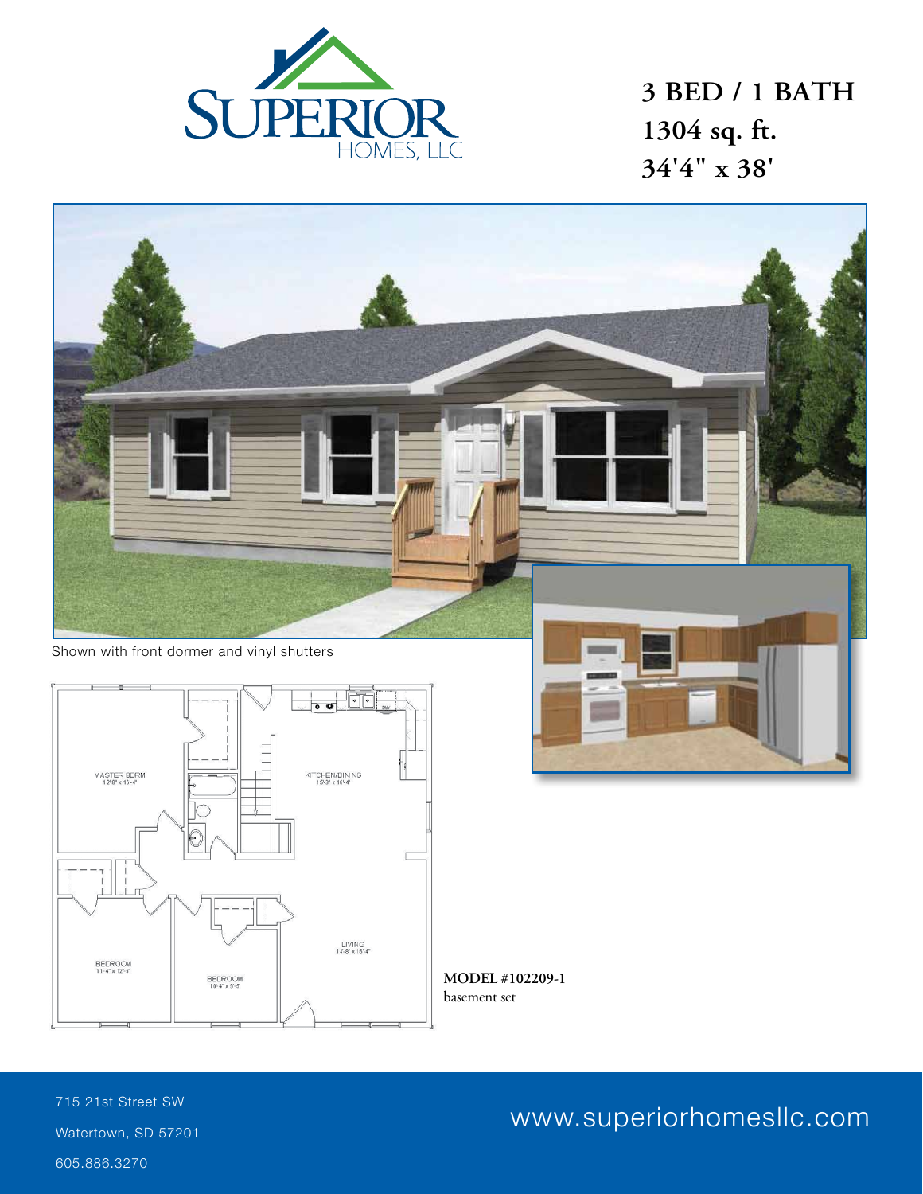SUPERIOR HOMES, LLC

# 3 BED / 1 BATH
# 1304 sq. ft.
# 34'4" x 38'

Shown with front dormer and vinyl shutters

MASTER BDRM
12'-8" x 15'-4"

KITCHEN/DINING
15'-3" x 16'-4"

BEDROOM
11'-4" x 12'-5"

BEDROOM
10'-4" x 9'-5"

LIVING
14'-8" x 16'-4"

**MODEL #102209-1**
basement set

715 21st Street SW
Watertown, SD 57201
605.886.3270

www.superiorhomesllc.com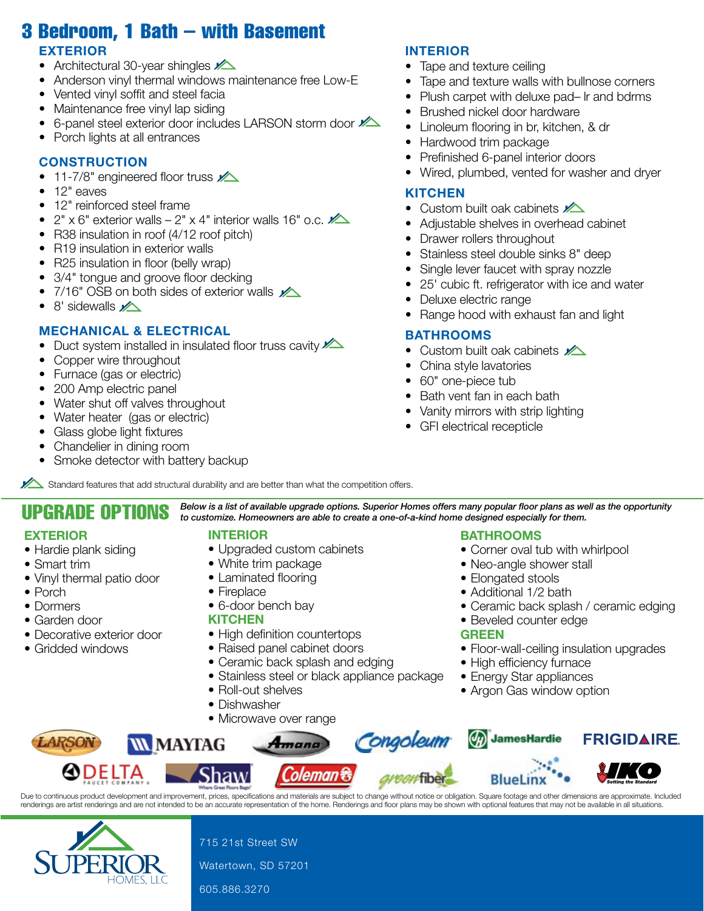# 3 Bedroom, 1 Bath – with Basement

## EXTERIOR

- Architectural 30-year shingles ✓
- Anderson vinyl thermal windows maintenance free Low-E
- Vented vinyl soffit and steel facia
- Maintenance free vinyl lap siding
- 6-panel steel exterior door includes LARSON storm door ✓
- Porch lights at all entrances

## CONSTRUCTION

- 11-7/8" engineered floor truss ✓
- 12" eaves
- 12" reinforced steel frame
- 2" x 6" exterior walls – 2" x 4" interior walls 16" o.c. ✓
- R38 insulation in roof (4/12 roof pitch)
- R19 insulation in exterior walls
- R25 insulation in floor (belly wrap)
- 3/4" tongue and groove floor decking
- 7/16" OSB on both sides of exterior walls ✓
- 8' sidewalls ✓

## MECHANICAL & ELECTRICAL

- Duct system installed in insulated floor truss cavity ✓
- Copper wire throughout
- Furnace (gas or electric)
- 200 Amp electric panel
- Water shut off valves throughout
- Water heater (gas or electric)
- Glass globe light fixtures
- Chandelier in dining room
- Smoke detector with battery backup

## INTERIOR

- Tape and texture ceiling
- Tape and texture walls with bullnose corners
- Plush carpet with deluxe pad– lr and bdrms
- Brushed nickel door hardware
- Linoleum flooring in br, kitchen, & dr
- Hardwood trim package
- Prefinished 6-panel interior doors
- Wired, plumbed, vented for washer and dryer

## KITCHEN

- Custom built oak cabinets ✓
- Adjustable shelves in overhead cabinet
- Drawer rollers throughout
- Stainless steel double sinks 8" deep
- Single lever faucet with spray nozzle
- 25' cubic ft. refrigerator with ice and water
- Deluxe electric range
- Range hood with exhaust fan and light

## BATHROOMS

- Custom built oak cabinets ✓
- China style lavatories
- 60" one-piece tub
- Bath vent fan in each bath
- Vanity mirrors with strip lighting
- GFI electrical recepticle

✓ Standard features that add structural durability and are better than what the competition offers.

# UPGRADE OPTIONS

*Below is a list of available upgrade options. Superior Homes offers many popular floor plans as well as the opportunity to customize. Homeowners are able to create a one-of-a-kind home designed especially for them.*

## EXTERIOR

- Hardie plank siding
- Smart trim
- Vinyl thermal patio door
- Porch
- Dormers
- Garden door
- Decorative exterior door
- Gridded windows

## INTERIOR

- Upgraded custom cabinets
- White trim package
- Laminated flooring
- Fireplace
- 6-door bench bay

## KITCHEN

- High definition countertops
- Raised panel cabinet doors
- Ceramic back splash and edging
- Stainless steel or black appliance package
- Roll-out shelves
- Dishwasher
- Microwave over range

## BATHROOMS

- Corner oval tub with whirlpool
- Neo-angle shower stall
- Elongated stools
- Additional 1/2 bath
- Ceramic back splash / ceramic edging
- Beveled counter edge

## GREEN

- Floor-wall-ceiling insulation upgrades
- High efficiency furnace
- Energy Star appliances
- Argon Gas window option

LARSON · MAYTAG · Amana · Congoleum · JamesHardie · FRIGIDAIRE · DELTA · Shaw · Coleman · greenfiber · BlueLinx · IKO

Due to continuous product development and improvement, prices, specifications and materials are subject to change without notice or obligation. Square footage and other dimensions are approximate. Included renderings are artist renderings and are not intended to be an accurate representation of the home. Renderings and floor plans may be shown with optional features that may not be available in all situations.

SUPERIOR HOMES, LLC

715 21st Street SW

Watertown, SD 57201

605.886.3270